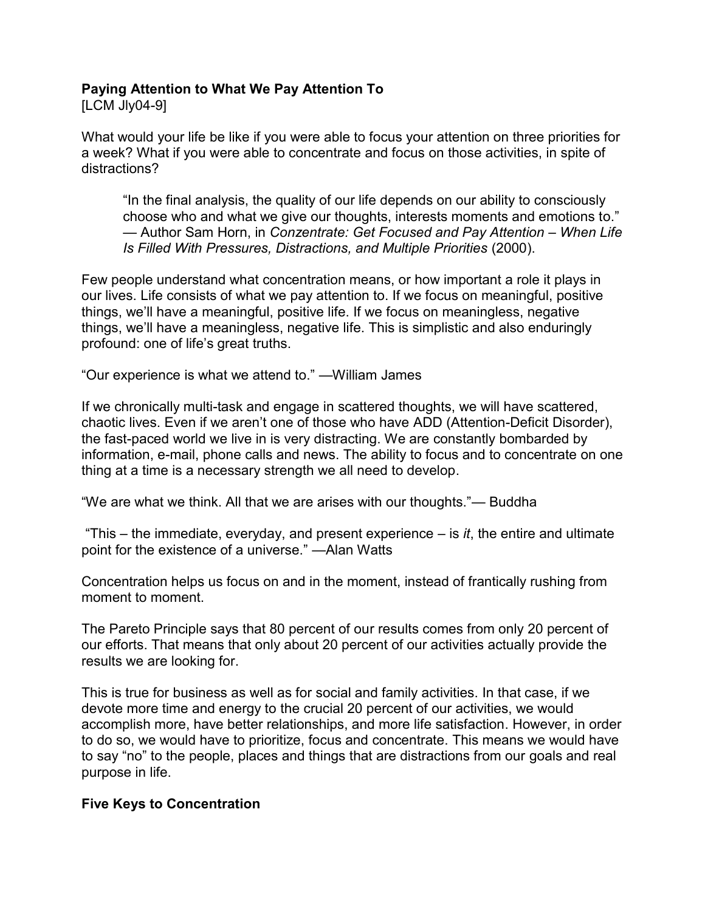**Paying Attention to What We Pay Attention To**
[LCM Jly04-9]

What would your life be like if you were able to focus your attention on three priorities for a week? What if you were able to concentrate and focus on those activities, in spite of distractions?

> "In the final analysis, the quality of our life depends on our ability to consciously choose who and what we give our thoughts, interests moments and emotions to." — Author Sam Horn, in *Conzentrate: Get Focused and Pay Attention – When Life Is Filled With Pressures, Distractions, and Multiple Priorities* (2000).

Few people understand what concentration means, or how important a role it plays in our lives. Life consists of what we pay attention to. If we focus on meaningful, positive things, we'll have a meaningful, positive life. If we focus on meaningless, negative things, we'll have a meaningless, negative life. This is simplistic and also enduringly profound: one of life's great truths.

"Our experience is what we attend to." —William James

If we chronically multi-task and engage in scattered thoughts, we will have scattered, chaotic lives. Even if we aren't one of those who have ADD (Attention-Deficit Disorder), the fast-paced world we live in is very distracting. We are constantly bombarded by information, e-mail, phone calls and news. The ability to focus and to concentrate on one thing at a time is a necessary strength we all need to develop.

"We are what we think. All that we are arises with our thoughts."— Buddha

"This – the immediate, everyday, and present experience – is *it*, the entire and ultimate point for the existence of a universe." —Alan Watts

Concentration helps us focus on and in the moment, instead of frantically rushing from moment to moment.

The Pareto Principle says that 80 percent of our results comes from only 20 percent of our efforts. That means that only about 20 percent of our activities actually provide the results we are looking for.

This is true for business as well as for social and family activities. In that case, if we devote more time and energy to the crucial 20 percent of our activities, we would accomplish more, have better relationships, and more life satisfaction. However, in order to do so, we would have to prioritize, focus and concentrate. This means we would have to say "no" to the people, places and things that are distractions from our goals and real purpose in life.

**Five Keys to Concentration**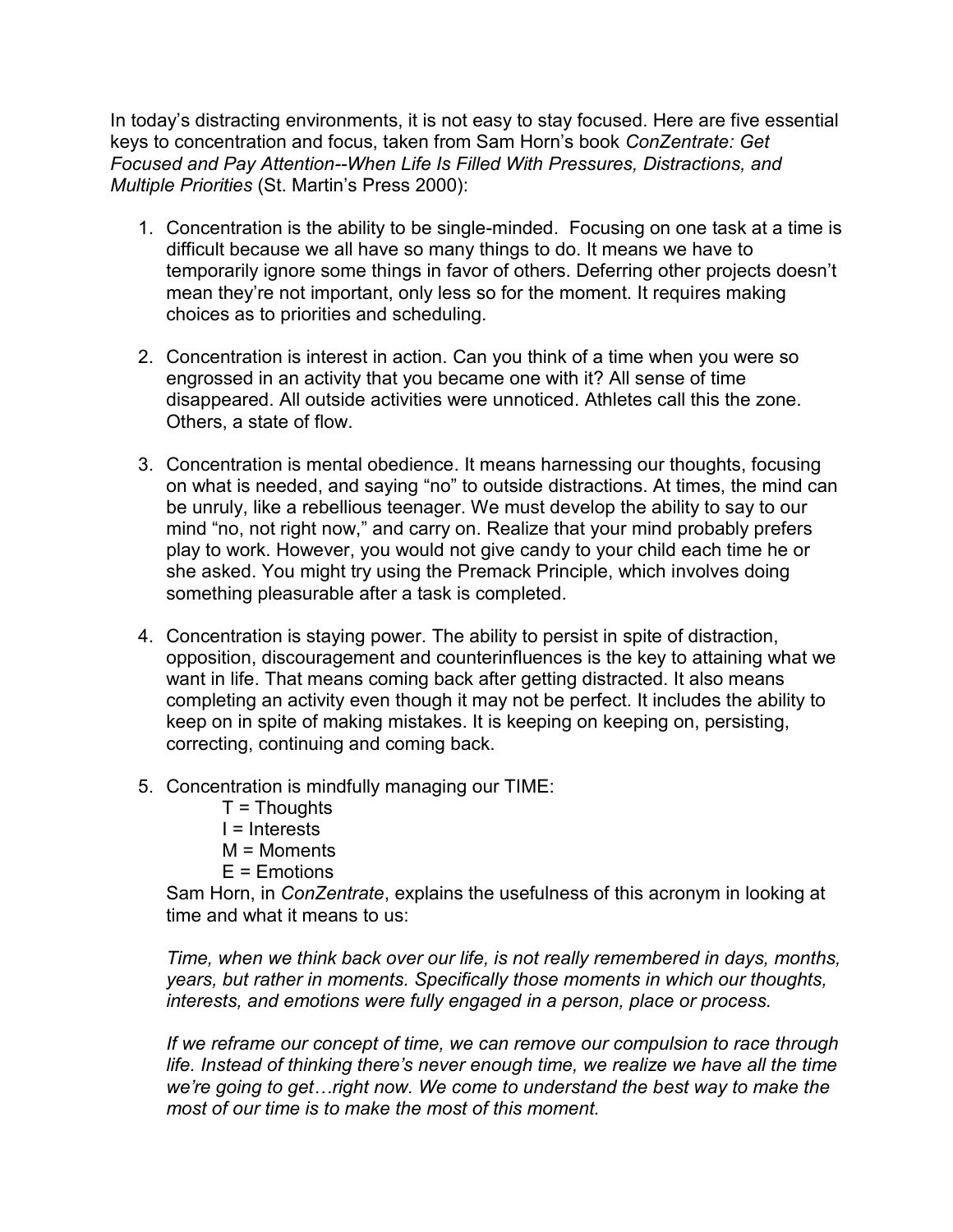In today's distracting environments, it is not easy to stay focused. Here are five essential keys to concentration and focus, taken from Sam Horn's book *ConZentrate: Get Focused and Pay Attention--When Life Is Filled With Pressures, Distractions, and Multiple Priorities* (St. Martin's Press 2000):

1. Concentration is the ability to be single-minded. Focusing on one task at a time is difficult because we all have so many things to do. It means we have to temporarily ignore some things in favor of others. Deferring other projects doesn't mean they're not important, only less so for the moment. It requires making choices as to priorities and scheduling.

2. Concentration is interest in action. Can you think of a time when you were so engrossed in an activity that you became one with it? All sense of time disappeared. All outside activities were unnoticed. Athletes call this the zone. Others, a state of flow.

3. Concentration is mental obedience. It means harnessing our thoughts, focusing on what is needed, and saying "no" to outside distractions. At times, the mind can be unruly, like a rebellious teenager. We must develop the ability to say to our mind "no, not right now," and carry on. Realize that your mind probably prefers play to work. However, you would not give candy to your child each time he or she asked. You might try using the Premack Principle, which involves doing something pleasurable after a task is completed.

4. Concentration is staying power. The ability to persist in spite of distraction, opposition, discouragement and counterinfluences is the key to attaining what we want in life. That means coming back after getting distracted. It also means completing an activity even though it may not be perfect. It includes the ability to keep on in spite of making mistakes. It is keeping on keeping on, persisting, correcting, continuing and coming back.

5. Concentration is mindfully managing our TIME:

   T = Thoughts
   I = Interests
   M = Moments
   E = Emotions

   Sam Horn, in *ConZentrate*, explains the usefulness of this acronym in looking at time and what it means to us:

   *Time, when we think back over our life, is not really remembered in days, months, years, but rather in moments. Specifically those moments in which our thoughts, interests, and emotions were fully engaged in a person, place or process.*

   *If we reframe our concept of time, we can remove our compulsion to race through life. Instead of thinking there's never enough time, we realize we have all the time we're going to get…right now. We come to understand the best way to make the most of our time is to make the most of this moment.*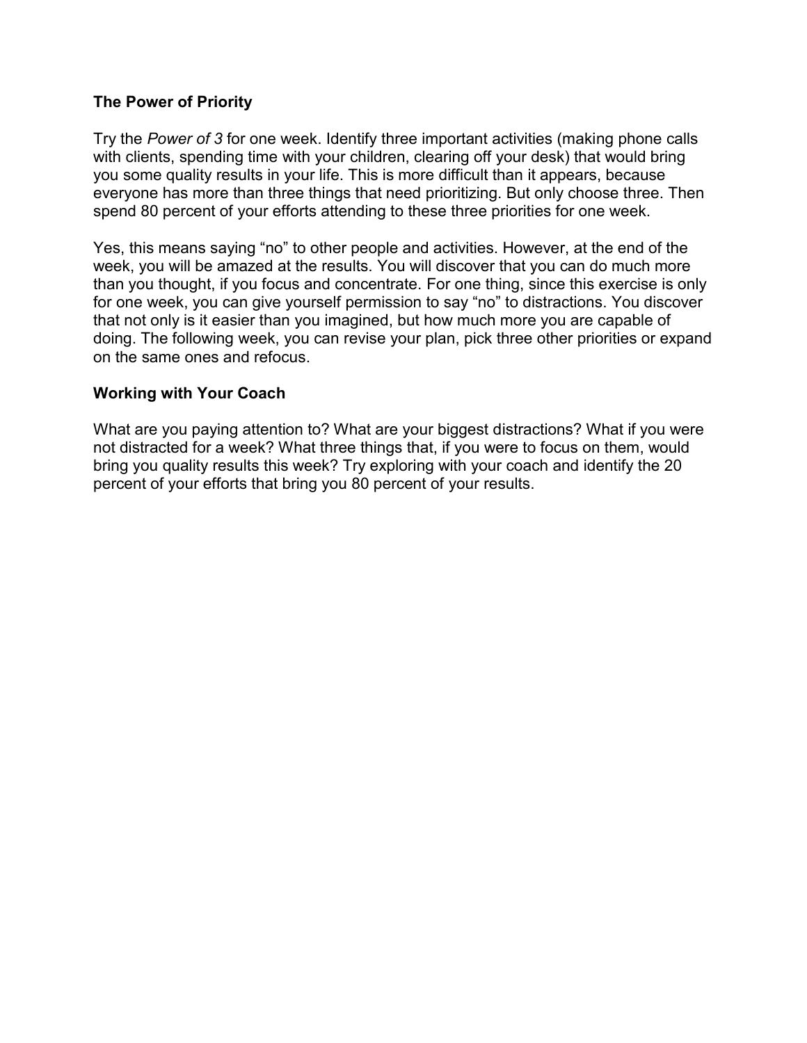**The Power of Priority**

Try the *Power of 3* for one week. Identify three important activities (making phone calls with clients, spending time with your children, clearing off your desk) that would bring you some quality results in your life. This is more difficult than it appears, because everyone has more than three things that need prioritizing. But only choose three. Then spend 80 percent of your efforts attending to these three priorities for one week.

Yes, this means saying "no" to other people and activities. However, at the end of the week, you will be amazed at the results. You will discover that you can do much more than you thought, if you focus and concentrate. For one thing, since this exercise is only for one week, you can give yourself permission to say "no" to distractions. You discover that not only is it easier than you imagined, but how much more you are capable of doing. The following week, you can revise your plan, pick three other priorities or expand on the same ones and refocus.

**Working with Your Coach**

What are you paying attention to? What are your biggest distractions? What if you were not distracted for a week? What three things that, if you were to focus on them, would bring you quality results this week? Try exploring with your coach and identify the 20 percent of your efforts that bring you 80 percent of your results.